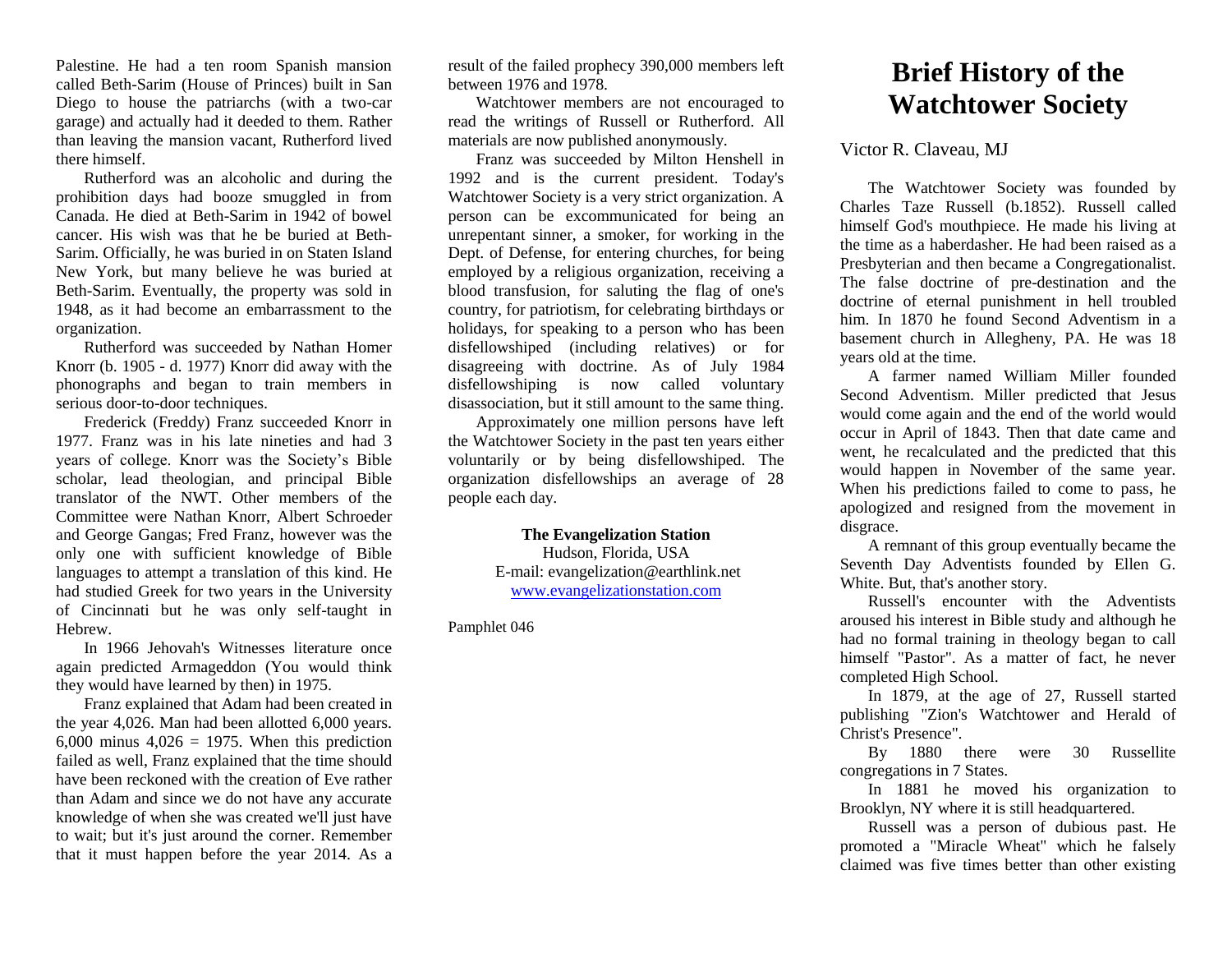Palestine. He had a ten room Spanish mansion called Beth-Sarim (House of Princes) built in San Diego to house the patriarchs (with a two-car garage) and actually had it deeded to them. Rather than leaving the mansion vacant, Rutherford lived there himself.

Rutherford was an alcoholic and during the prohibition days had booze smuggled in from Canada. He died at Beth-Sarim in 1942 of bowel cancer. His wish was that he be buried at Beth-Sarim. Officially, he was buried in on Staten Island New York, but many believe he was buried at Beth-Sarim. Eventually, the property was sold in 1948, as it had become an embarrassment to the organization.

Rutherford was succeeded by Nathan Homer Knorr (b. 1905 - d. 1977) Knorr did away with the phonographs and began to train members in serious door-to-door techniques.

Frederick (Freddy) Franz succeeded Knorr in 1977. Franz was in his late nineties and had 3 years of college. Knorr was the Society's Bible scholar, lead theologian, and principal Bible translator of the NWT. Other members of the Committee were Nathan Knorr, Albert Schroeder and George Gangas; Fred Franz, however was the only one with sufficient knowledge of Bible languages to attempt a translation of this kind. He had studied Greek for two years in the University of Cincinnati but he was only self-taught in Hebrew.

In 1966 Jehovah's Witnesses literature once again predicted Armageddon (You would think they would have learned by then) in 1975.

Franz explained that Adam had been created in the year 4,026. Man had been allotted 6,000 years. 6,000 minus 4,026 = 1975. When this prediction failed as well, Franz explained that the time should have been reckoned with the creation of Eve rather than Adam and since we do not have any accurate knowledge of when she was created we'll just have to wait; but it's just around the corner. Remember that it must happen before the year 2014. As a result of the failed prophecy 390,000 members left between 1976 and 1978.

Watchtower members are not encouraged to read the writings of Russell or Rutherford. All materials are now published anonymously.

Franz was succeeded by Milton Henshell in 1992 and is the current president. Today's Watchtower Society is a very strict organization. A person can be excommunicated for being an unrepentant sinner, a smoker, for working in the Dept. of Defense, for entering churches, for being employed by a religious organization, receiving a blood transfusion, for saluting the flag of one's country, for patriotism, for celebrating birthdays or holidays, for speaking to a person who has been disfellowshiped (including relatives) or for disagreeing with doctrine. As of July 1984 disfellowshiping is now called voluntary disassociation, but it still amount to the same thing.

Approximately one million persons have left the Watchtower Society in the past ten years either voluntarily or by being disfellowshiped. The organization disfellowships an average of 28 people each day.

**The Evangelization Station**
Hudson, Florida, USA
E-mail: evangelization@earthlink.net
www.evangelizationstation.com

Pamphlet 046

# Brief History of the Watchtower Society

Victor R. Claveau, MJ

The Watchtower Society was founded by Charles Taze Russell (b.1852). Russell called himself God's mouthpiece. He made his living at the time as a haberdasher. He had been raised as a Presbyterian and then became a Congregationalist. The false doctrine of pre-destination and the doctrine of eternal punishment in hell troubled him. In 1870 he found Second Adventism in a basement church in Allegheny, PA. He was 18 years old at the time.

A farmer named William Miller founded Second Adventism. Miller predicted that Jesus would come again and the end of the world would occur in April of 1843. Then that date came and went, he recalculated and the predicted that this would happen in November of the same year. When his predictions failed to come to pass, he apologized and resigned from the movement in disgrace.

A remnant of this group eventually became the Seventh Day Adventists founded by Ellen G. White. But, that's another story.

Russell's encounter with the Adventists aroused his interest in Bible study and although he had no formal training in theology began to call himself "Pastor". As a matter of fact, he never completed High School.

In 1879, at the age of 27, Russell started publishing "Zion's Watchtower and Herald of Christ's Presence".

By 1880 there were 30 Russellite congregations in 7 States.

In 1881 he moved his organization to Brooklyn, NY where it is still headquartered.

Russell was a person of dubious past. He promoted a "Miracle Wheat" which he falsely claimed was five times better than other existing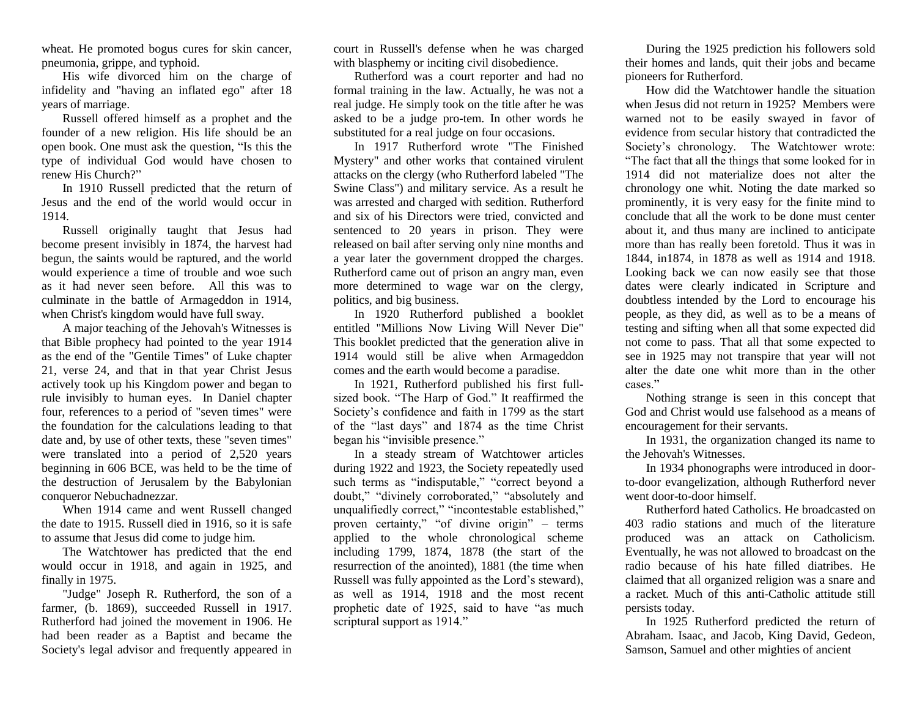wheat. He promoted bogus cures for skin cancer, pneumonia, grippe, and typhoid.

His wife divorced him on the charge of infidelity and "having an inflated ego" after 18 years of marriage.

Russell offered himself as a prophet and the founder of a new religion. His life should be an open book. One must ask the question, "Is this the type of individual God would have chosen to renew His Church?"

In 1910 Russell predicted that the return of Jesus and the end of the world would occur in 1914.

Russell originally taught that Jesus had become present invisibly in 1874, the harvest had begun, the saints would be raptured, and the world would experience a time of trouble and woe such as it had never seen before. All this was to culminate in the battle of Armageddon in 1914, when Christ's kingdom would have full sway.

A major teaching of the Jehovah's Witnesses is that Bible prophecy had pointed to the year 1914 as the end of the "Gentile Times" of Luke chapter 21, verse 24, and that in that year Christ Jesus actively took up his Kingdom power and began to rule invisibly to human eyes. In Daniel chapter four, references to a period of "seven times" were the foundation for the calculations leading to that date and, by use of other texts, these "seven times" were translated into a period of 2,520 years beginning in 606 BCE, was held to be the time of the destruction of Jerusalem by the Babylonian conqueror Nebuchadnezzar.

When 1914 came and went Russell changed the date to 1915. Russell died in 1916, so it is safe to assume that Jesus did come to judge him.

The Watchtower has predicted that the end would occur in 1918, and again in 1925, and finally in 1975.

"Judge" Joseph R. Rutherford, the son of a farmer, (b. 1869), succeeded Russell in 1917. Rutherford had joined the movement in 1906. He had been reader as a Baptist and became the Society's legal advisor and frequently appeared in court in Russell's defense when he was charged with blasphemy or inciting civil disobedience.

Rutherford was a court reporter and had no formal training in the law. Actually, he was not a real judge. He simply took on the title after he was asked to be a judge pro-tem. In other words he substituted for a real judge on four occasions.

In 1917 Rutherford wrote "The Finished Mystery" and other works that contained virulent attacks on the clergy (who Rutherford labeled "The Swine Class") and military service. As a result he was arrested and charged with sedition. Rutherford and six of his Directors were tried, convicted and sentenced to 20 years in prison. They were released on bail after serving only nine months and a year later the government dropped the charges. Rutherford came out of prison an angry man, even more determined to wage war on the clergy, politics, and big business.

In 1920 Rutherford published a booklet entitled "Millions Now Living Will Never Die" This booklet predicted that the generation alive in 1914 would still be alive when Armageddon comes and the earth would become a paradise.

In 1921, Rutherford published his first full-sized book. "The Harp of God." It reaffirmed the Society's confidence and faith in 1799 as the start of the "last days" and 1874 as the time Christ began his "invisible presence."

In a steady stream of Watchtower articles during 1922 and 1923, the Society repeatedly used such terms as "indisputable," "correct beyond a doubt," "divinely corroborated," "absolutely and unqualifiedly correct," "incontestable established," proven certainty," "of divine origin" – terms applied to the whole chronological scheme including 1799, 1874, 1878 (the start of the resurrection of the anointed), 1881 (the time when Russell was fully appointed as the Lord's steward), as well as 1914, 1918 and the most recent prophetic date of 1925, said to have "as much scriptural support as 1914."

During the 1925 prediction his followers sold their homes and lands, quit their jobs and became pioneers for Rutherford.

How did the Watchtower handle the situation when Jesus did not return in 1925? Members were warned not to be easily swayed in favor of evidence from secular history that contradicted the Society's chronology. The Watchtower wrote: "The fact that all the things that some looked for in 1914 did not materialize does not alter the chronology one whit. Noting the date marked so prominently, it is very easy for the finite mind to conclude that all the work to be done must center about it, and thus many are inclined to anticipate more than has really been foretold. Thus it was in 1844, in1874, in 1878 as well as 1914 and 1918. Looking back we can now easily see that those dates were clearly indicated in Scripture and doubtless intended by the Lord to encourage his people, as they did, as well as to be a means of testing and sifting when all that some expected did not come to pass. That all that some expected to see in 1925 may not transpire that year will not alter the date one whit more than in the other cases."

Nothing strange is seen in this concept that God and Christ would use falsehood as a means of encouragement for their servants.

In 1931, the organization changed its name to the Jehovah's Witnesses.

In 1934 phonographs were introduced in door-to-door evangelization, although Rutherford never went door-to-door himself.

Rutherford hated Catholics. He broadcasted on 403 radio stations and much of the literature produced was an attack on Catholicism. Eventually, he was not allowed to broadcast on the radio because of his hate filled diatribes. He claimed that all organized religion was a snare and a racket. Much of this anti-Catholic attitude still persists today.

In 1925 Rutherford predicted the return of Abraham. Isaac, and Jacob, King David, Gedeon, Samson, Samuel and other mighties of ancient